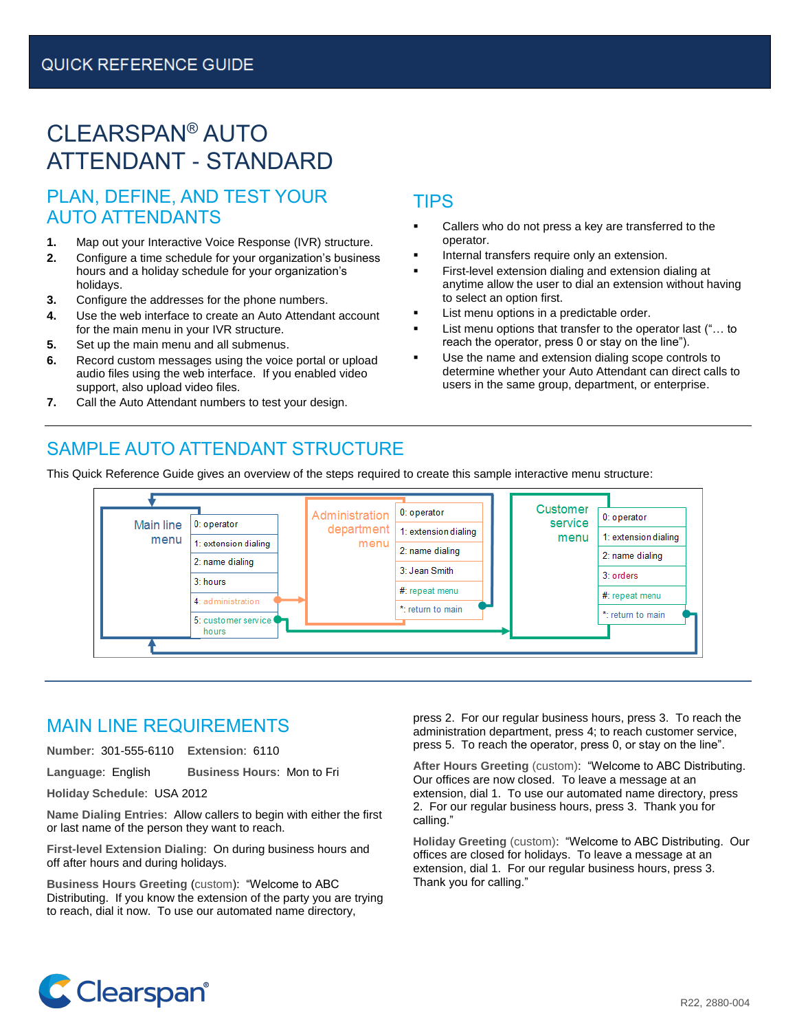QUICK REFERENCE GUIDE

# CLEARSPAN® AUTO ATTENDANT - STANDARD

## PLAN, DEFINE, AND TEST YOUR AUTO ATTENDANTS

1. Map out your Interactive Voice Response (IVR) structure.
2. Configure a time schedule for your organization's business hours and a holiday schedule for your organization's holidays.
3. Configure the addresses for the phone numbers.
4. Use the web interface to create an Auto Attendant account for the main menu in your IVR structure.
5. Set up the main menu and all submenus.
6. Record custom messages using the voice portal or upload audio files using the web interface. If you enabled video support, also upload video files.
7. Call the Auto Attendant numbers to test your design.

## TIPS

- Callers who do not press a key are transferred to the operator.
- Internal transfers require only an extension.
- First-level extension dialing and extension dialing at anytime allow the user to dial an extension without having to select an option first.
- List menu options in a predictable order.
- List menu options that transfer to the operator last ("… to reach the operator, press 0 or stay on the line").
- Use the name and extension dialing scope controls to determine whether your Auto Attendant can direct calls to users in the same group, department, or enterprise.

## SAMPLE AUTO ATTENDANT STRUCTURE

This Quick Reference Guide gives an overview of the steps required to create this sample interactive menu structure:

**Main line menu**
- 0: operator
- 1: extension dialing
- 2: name dialing
- 3: hours
- 4: administration
- 5: customer service hours

**Administration department menu**
- 0: operator
- 1: extension dialing
- 2: name dialing
- 3: Jean Smith
- #: repeat menu
- *: return to main

**Customer service menu**
- 0: operator
- 1: extension dialing
- 2: name dialing
- 3: orders
- #: repeat menu
- *: return to main

## MAIN LINE REQUIREMENTS

**Number**: 301-555-6110 **Extension**: 6110

**Language**: English **Business Hours**: Mon to Fri

**Holiday Schedule**: USA 2012

**Name Dialing Entries**: Allow callers to begin with either the first or last name of the person they want to reach.

**First-level Extension Dialing**: On during business hours and off after hours and during holidays.

**Business Hours Greeting** (custom): "Welcome to ABC Distributing. If you know the extension of the party you are trying to reach, dial it now. To use our automated name directory, press 2. For our regular business hours, press 3. To reach the administration department, press 4; to reach customer service, press 5. To reach the operator, press 0, or stay on the line".

**After Hours Greeting** (custom): "Welcome to ABC Distributing. Our offices are now closed. To leave a message at an extension, dial 1. To use our automated name directory, press 2. For our regular business hours, press 3. Thank you for calling."

**Holiday Greeting** (custom): "Welcome to ABC Distributing. Our offices are closed for holidays. To leave a message at an extension, dial 1. For our regular business hours, press 3. Thank you for calling."

Clearspan®

R22, 2880-004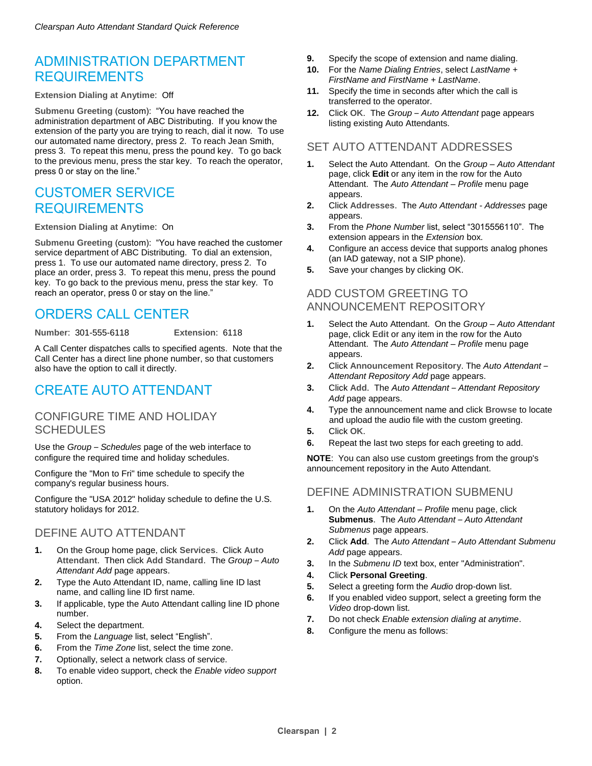## ADMINISTRATION DEPARTMENT REQUIREMENTS

**Extension Dialing at Anytime**: Off

**Submenu Greeting** (custom): "You have reached the administration department of ABC Distributing. If you know the extension of the party you are trying to reach, dial it now. To use our automated name directory, press 2. To reach Jean Smith, press 3. To repeat this menu, press the pound key. To go back to the previous menu, press the star key. To reach the operator, press 0 or stay on the line."

## CUSTOMER SERVICE REQUIREMENTS

**Extension Dialing at Anytime**: On

**Submenu Greeting** (custom): "You have reached the customer service department of ABC Distributing. To dial an extension, press 1. To use our automated name directory, press 2. To place an order, press 3. To repeat this menu, press the pound key. To go back to the previous menu, press the star key. To reach an operator, press 0 or stay on the line."

## ORDERS CALL CENTER

**Number**: 301-555-6118 **Extension**: 6118

A Call Center dispatches calls to specified agents. Note that the Call Center has a direct line phone number, so that customers also have the option to call it directly.

## CREATE AUTO ATTENDANT

### CONFIGURE TIME AND HOLIDAY SCHEDULES

Use the *Group – Schedules* page of the web interface to configure the required time and holiday schedules.

Configure the "Mon to Fri" time schedule to specify the company's regular business hours.

Configure the "USA 2012" holiday schedule to define the U.S. statutory holidays for 2012.

### DEFINE AUTO ATTENDANT

1. On the Group home page, click **Services**. Click **Auto Attendant**. Then click **Add Standard**. The *Group – Auto Attendant Add* page appears.
2. Type the Auto Attendant ID, name, calling line ID last name, and calling line ID first name.
3. If applicable, type the Auto Attendant calling line ID phone number.
4. Select the department.
5. From the *Language* list, select "English".
6. From the *Time Zone* list, select the time zone.
7. Optionally, select a network class of service.
8. To enable video support, check the *Enable video support* option.
9. Specify the scope of extension and name dialing.
10. For the *Name Dialing Entries*, select *LastName + FirstName and FirstName + LastName*.
11. Specify the time in seconds after which the call is transferred to the operator.
12. Click **OK**. The *Group – Auto Attendant* page appears listing existing Auto Attendants.

### SET AUTO ATTENDANT ADDRESSES

1. Select the Auto Attendant. On the *Group – Auto Attendant* page, click **Edit** or any item in the row for the Auto Attendant. The *Auto Attendant – Profile* menu page appears.
2. Click **Addresses**. The *Auto Attendant - Addresses* page appears.
3. From the *Phone Number* list, select "3015556110". The extension appears in the *Extension* box.
4. Configure an access device that supports analog phones (an IAD gateway, not a SIP phone).
5. Save your changes by clicking **OK**.

### ADD CUSTOM GREETING TO ANNOUNCEMENT REPOSITORY

1. Select the Auto Attendant. On the *Group – Auto Attendant* page, click **Edit** or any item in the row for the Auto Attendant. The *Auto Attendant – Profile* menu page appears.
2. Click **Announcement Repository**. The *Auto Attendant – Attendant Repository Add* page appears.
3. Click **Add**. The *Auto Attendant – Attendant Repository Add* page appears.
4. Type the announcement name and click **Browse** to locate and upload the audio file with the custom greeting.
5. Click **OK**.
6. Repeat the last two steps for each greeting to add.

**NOTE**: You can also use custom greetings from the group's announcement repository in the Auto Attendant.

### DEFINE ADMINISTRATION SUBMENU

1. On the *Auto Attendant – Profile* menu page, click **Submenus**. The *Auto Attendant – Auto Attendant Submenus* page appears.
2. Click **Add**. The *Auto Attendant – Auto Attendant Submenu Add* page appears.
3. In the *Submenu ID* text box, enter "Administration".
4. Click **Personal Greeting**.
5. Select a greeting form the *Audio* drop-down list.
6. If you enabled video support, select a greeting form the *Video* drop-down list.
7. Do not check *Enable extension dialing at anytime*.
8. Configure the menu as follows: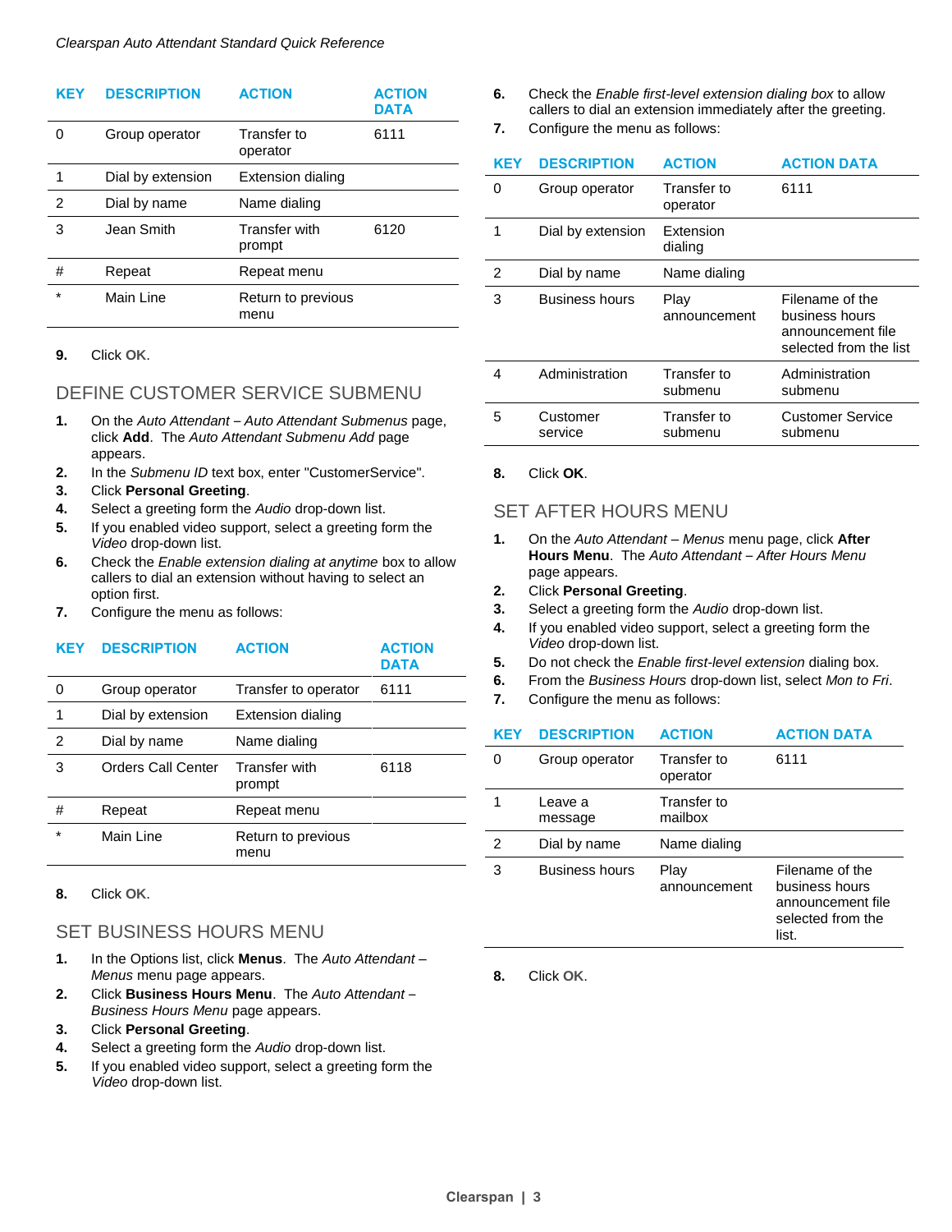| KEY | DESCRIPTION | ACTION | ACTION DATA |
|---|---|---|---|
| 0 | Group operator | Transfer to operator | 6111 |
| 1 | Dial by extension | Extension dialing | |
| 2 | Dial by name | Name dialing | |
| 3 | Jean Smith | Transfer with prompt | 6120 |
| # | Repeat | Repeat menu | |
| * | Main Line | Return to previous menu | |

9. Click **OK**.

## DEFINE CUSTOMER SERVICE SUBMENU

1. On the *Auto Attendant – Auto Attendant Submenus* page, click **Add**. The *Auto Attendant Submenu Add* page appears.
2. In the *Submenu ID* text box, enter "CustomerService".
3. Click **Personal Greeting**.
4. Select a greeting form the *Audio* drop-down list.
5. If you enabled video support, select a greeting form the *Video* drop-down list.
6. Check the *Enable extension dialing at anytime* box to allow callers to dial an extension without having to select an option first.
7. Configure the menu as follows:

| KEY | DESCRIPTION | ACTION | ACTION DATA |
|---|---|---|---|
| 0 | Group operator | Transfer to operator | 6111 |
| 1 | Dial by extension | Extension dialing | |
| 2 | Dial by name | Name dialing | |
| 3 | Orders Call Center | Transfer with prompt | 6118 |
| # | Repeat | Repeat menu | |
| * | Main Line | Return to previous menu | |

8. Click **OK**.

## SET BUSINESS HOURS MENU

1. In the Options list, click **Menus**. The *Auto Attendant – Menus* menu page appears.
2. Click **Business Hours Menu**. The *Auto Attendant – Business Hours Menu* page appears.
3. Click **Personal Greeting**.
4. Select a greeting form the *Audio* drop-down list.
5. If you enabled video support, select a greeting form the *Video* drop-down list.
6. Check the *Enable first-level extension dialing box* to allow callers to dial an extension immediately after the greeting.
7. Configure the menu as follows:

| KEY | DESCRIPTION | ACTION | ACTION DATA |
|---|---|---|---|
| 0 | Group operator | Transfer to operator | 6111 |
| 1 | Dial by extension | Extension dialing | |
| 2 | Dial by name | Name dialing | |
| 3 | Business hours | Play announcement | Filename of the business hours announcement file selected from the list |
| 4 | Administration | Transfer to submenu | Administration submenu |
| 5 | Customer service | Transfer to submenu | Customer Service submenu |

8. Click **OK**.

## SET AFTER HOURS MENU

1. On the *Auto Attendant – Menus* menu page, click **After Hours Menu**. The *Auto Attendant – After Hours Menu* page appears.
2. Click **Personal Greeting**.
3. Select a greeting form the *Audio* drop-down list.
4. If you enabled video support, select a greeting form the *Video* drop-down list.
5. Do not check the *Enable first-level extension* dialing box.
6. From the *Business Hours* drop-down list, select *Mon to Fri*.
7. Configure the menu as follows:

| KEY | DESCRIPTION | ACTION | ACTION DATA |
|---|---|---|---|
| 0 | Group operator | Transfer to operator | 6111 |
| 1 | Leave a message | Transfer to mailbox | |
| 2 | Dial by name | Name dialing | |
| 3 | Business hours | Play announcement | Filename of the business hours announcement file selected from the list. |

8. Click **OK**.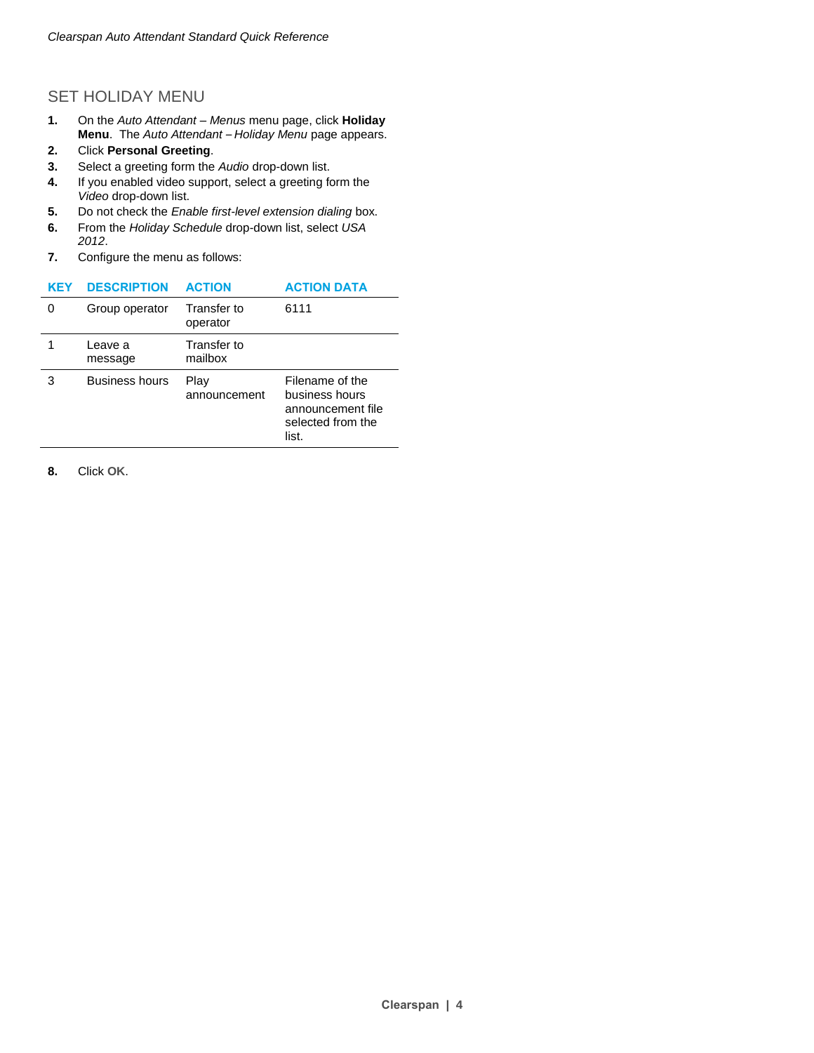## SET HOLIDAY MENU

1. On the *Auto Attendant – Menus* menu page, click **Holiday Menu**. The *Auto Attendant – Holiday Menu* page appears.
2. Click **Personal Greeting**.
3. Select a greeting form the *Audio* drop-down list.
4. If you enabled video support, select a greeting form the *Video* drop-down list.
5. Do not check the *Enable first-level extension dialing* box.
6. From the *Holiday Schedule* drop-down list, select *USA 2012*.
7. Configure the menu as follows:

| KEY | DESCRIPTION | ACTION | ACTION DATA |
|---|---|---|---|
| 0 | Group operator | Transfer to operator | 6111 |
| 1 | Leave a message | Transfer to mailbox | |
| 3 | Business hours | Play announcement | Filename of the business hours announcement file selected from the list. |

8. Click **OK**.